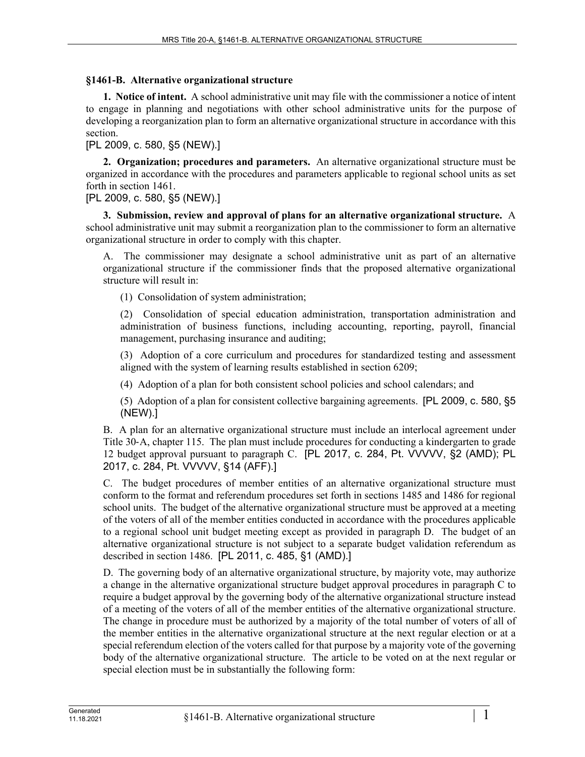## §1461-B. Alternative organizational structure

**1. Notice of intent.** A school administrative unit may file with the commissioner a notice of intent to engage in planning and negotiations with other school administrative units for the purpose of developing a reorganization plan to form an alternative organizational structure in accordance with this section.

[PL 2009, c. 580, §5 (NEW).]

**2. Organization; procedures and parameters.** An alternative organizational structure must be organized in accordance with the procedures and parameters applicable to regional school units as set forth in section 1461.

[PL 2009, c. 580, §5 (NEW).]

**3. Submission, review and approval of plans for an alternative organizational structure.** A school administrative unit may submit a reorganization plan to the commissioner to form an alternative organizational structure in order to comply with this chapter.

A. The commissioner may designate a school administrative unit as part of an alternative organizational structure if the commissioner finds that the proposed alternative organizational structure will result in:

(1) Consolidation of system administration;

(2) Consolidation of special education administration, transportation administration and administration of business functions, including accounting, reporting, payroll, financial management, purchasing insurance and auditing;

(3) Adoption of a core curriculum and procedures for standardized testing and assessment aligned with the system of learning results established in section 6209;

(4) Adoption of a plan for both consistent school policies and school calendars; and

(5) Adoption of a plan for consistent collective bargaining agreements. [PL 2009, c. 580, §5 (NEW).]

B. A plan for an alternative organizational structure must include an interlocal agreement under Title 30-A, chapter 115. The plan must include procedures for conducting a kindergarten to grade 12 budget approval pursuant to paragraph C. [PL 2017, c. 284, Pt. VVVVV, §2 (AMD); PL 2017, c. 284, Pt. VVVVV, §14 (AFF).]

C. The budget procedures of member entities of an alternative organizational structure must conform to the format and referendum procedures set forth in sections 1485 and 1486 for regional school units. The budget of the alternative organizational structure must be approved at a meeting of the voters of all of the member entities conducted in accordance with the procedures applicable to a regional school unit budget meeting except as provided in paragraph D. The budget of an alternative organizational structure is not subject to a separate budget validation referendum as described in section 1486. [PL 2011, c. 485, §1 (AMD).]

D. The governing body of an alternative organizational structure, by majority vote, may authorize a change in the alternative organizational structure budget approval procedures in paragraph C to require a budget approval by the governing body of the alternative organizational structure instead of a meeting of the voters of all of the member entities of the alternative organizational structure. The change in procedure must be authorized by a majority of the total number of voters of all of the member entities in the alternative organizational structure at the next regular election or at a special referendum election of the voters called for that purpose by a majority vote of the governing body of the alternative organizational structure. The article to be voted on at the next regular or special election must be in substantially the following form: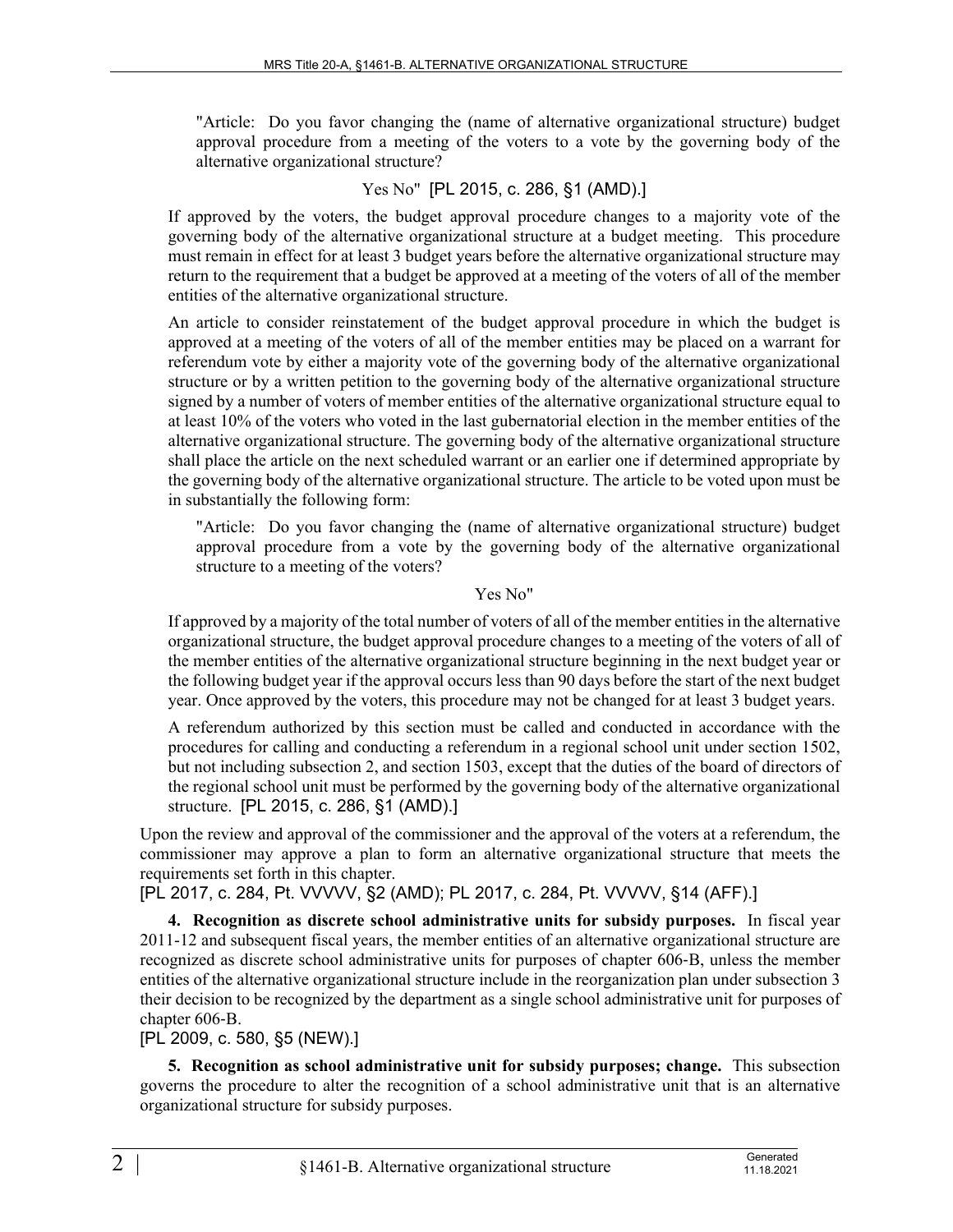"Article: Do you favor changing the (name of alternative organizational structure) budget approval procedure from a meeting of the voters to a vote by the governing body of the alternative organizational structure?

Yes No" [PL 2015, c. 286, §1 (AMD).]

If approved by the voters, the budget approval procedure changes to a majority vote of the governing body of the alternative organizational structure at a budget meeting. This procedure must remain in effect for at least 3 budget years before the alternative organizational structure may return to the requirement that a budget be approved at a meeting of the voters of all of the member entities of the alternative organizational structure.

An article to consider reinstatement of the budget approval procedure in which the budget is approved at a meeting of the voters of all of the member entities may be placed on a warrant for referendum vote by either a majority vote of the governing body of the alternative organizational structure or by a written petition to the governing body of the alternative organizational structure signed by a number of voters of member entities of the alternative organizational structure equal to at least 10% of the voters who voted in the last gubernatorial election in the member entities of the alternative organizational structure. The governing body of the alternative organizational structure shall place the article on the next scheduled warrant or an earlier one if determined appropriate by the governing body of the alternative organizational structure. The article to be voted upon must be in substantially the following form:

"Article: Do you favor changing the (name of alternative organizational structure) budget approval procedure from a vote by the governing body of the alternative organizational structure to a meeting of the voters?

Yes No"

If approved by a majority of the total number of voters of all of the member entities in the alternative organizational structure, the budget approval procedure changes to a meeting of the voters of all of the member entities of the alternative organizational structure beginning in the next budget year or the following budget year if the approval occurs less than 90 days before the start of the next budget year. Once approved by the voters, this procedure may not be changed for at least 3 budget years.

A referendum authorized by this section must be called and conducted in accordance with the procedures for calling and conducting a referendum in a regional school unit under section 1502, but not including subsection 2, and section 1503, except that the duties of the board of directors of the regional school unit must be performed by the governing body of the alternative organizational structure. [PL 2015, c. 286, §1 (AMD).]

Upon the review and approval of the commissioner and the approval of the voters at a referendum, the commissioner may approve a plan to form an alternative organizational structure that meets the requirements set forth in this chapter.

[PL 2017, c. 284, Pt. VVVVV, §2 (AMD); PL 2017, c. 284, Pt. VVVVV, §14 (AFF).]

**4. Recognition as discrete school administrative units for subsidy purposes.** In fiscal year 2011-12 and subsequent fiscal years, the member entities of an alternative organizational structure are recognized as discrete school administrative units for purposes of chapter 606-B, unless the member entities of the alternative organizational structure include in the reorganization plan under subsection 3 their decision to be recognized by the department as a single school administrative unit for purposes of chapter 606-B.

[PL 2009, c. 580, §5 (NEW).]

**5. Recognition as school administrative unit for subsidy purposes; change.** This subsection governs the procedure to alter the recognition of a school administrative unit that is an alternative organizational structure for subsidy purposes.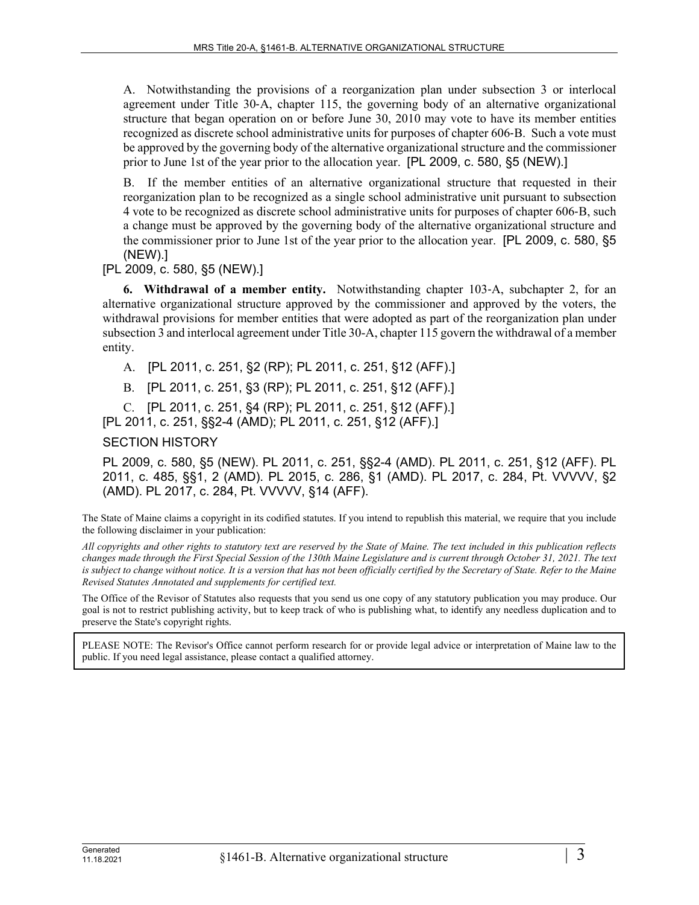A. Notwithstanding the provisions of a reorganization plan under subsection 3 or interlocal agreement under Title 30-A, chapter 115, the governing body of an alternative organizational structure that began operation on or before June 30, 2010 may vote to have its member entities recognized as discrete school administrative units for purposes of chapter 606-B. Such a vote must be approved by the governing body of the alternative organizational structure and the commissioner prior to June 1st of the year prior to the allocation year. [PL 2009, c. 580, §5 (NEW).]

B. If the member entities of an alternative organizational structure that requested in their reorganization plan to be recognized as a single school administrative unit pursuant to subsection 4 vote to be recognized as discrete school administrative units for purposes of chapter 606-B, such a change must be approved by the governing body of the alternative organizational structure and the commissioner prior to June 1st of the year prior to the allocation year. [PL 2009, c. 580, §5 (NEW).]

[PL 2009, c. 580, §5 (NEW).]

**6. Withdrawal of a member entity.** Notwithstanding chapter 103-A, subchapter 2, for an alternative organizational structure approved by the commissioner and approved by the voters, the withdrawal provisions for member entities that were adopted as part of the reorganization plan under subsection 3 and interlocal agreement under Title 30-A, chapter 115 govern the withdrawal of a member entity.

A. [PL 2011, c. 251, §2 (RP); PL 2011, c. 251, §12 (AFF).]

B. [PL 2011, c. 251, §3 (RP); PL 2011, c. 251, §12 (AFF).]

C. [PL 2011, c. 251, §4 (RP); PL 2011, c. 251, §12 (AFF).]

[PL 2011, c. 251, §§2-4 (AMD); PL 2011, c. 251, §12 (AFF).]

SECTION HISTORY

PL 2009, c. 580, §5 (NEW). PL 2011, c. 251, §§2-4 (AMD). PL 2011, c. 251, §12 (AFF). PL 2011, c. 485, §§1, 2 (AMD). PL 2015, c. 286, §1 (AMD). PL 2017, c. 284, Pt. VVVVV, §2 (AMD). PL 2017, c. 284, Pt. VVVVV, §14 (AFF).

The State of Maine claims a copyright in its codified statutes. If you intend to republish this material, we require that you include the following disclaimer in your publication:

*All copyrights and other rights to statutory text are reserved by the State of Maine. The text included in this publication reflects changes made through the First Special Session of the 130th Maine Legislature and is current through October 31, 2021. The text is subject to change without notice. It is a version that has not been officially certified by the Secretary of State. Refer to the Maine Revised Statutes Annotated and supplements for certified text.*

The Office of the Revisor of Statutes also requests that you send us one copy of any statutory publication you may produce. Our goal is not to restrict publishing activity, but to keep track of who is publishing what, to identify any needless duplication and to preserve the State's copyright rights.

PLEASE NOTE: The Revisor's Office cannot perform research for or provide legal advice or interpretation of Maine law to the public. If you need legal assistance, please contact a qualified attorney.